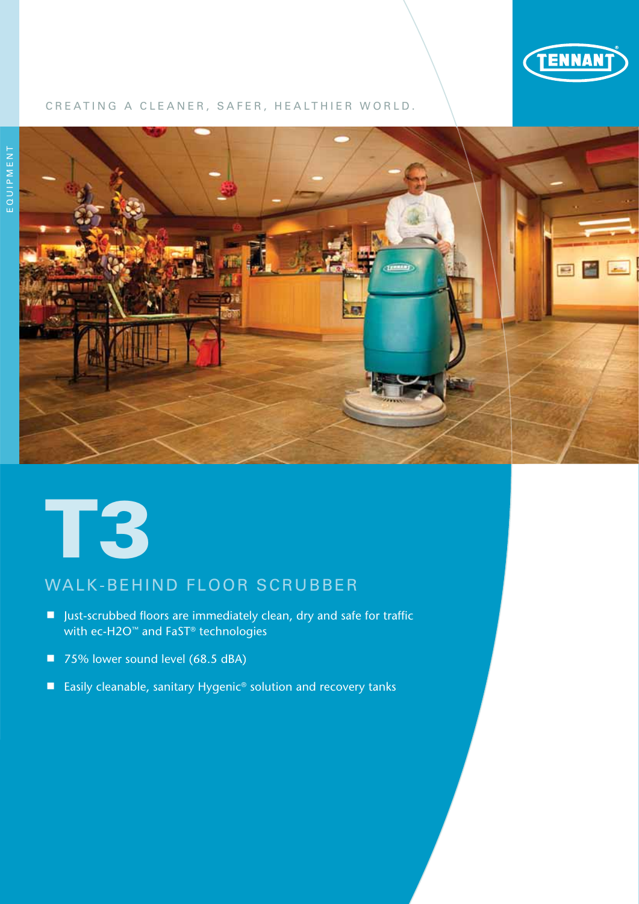TENNANT

CREATING A CLEANER, SAFER, HEALTHIER WORLD.

EQUIPMENT

# T3

## WALK-BEHIND FLOOR SCRUBBER

- Just-scrubbed floors are immediately clean, dry and safe for traffic with ec-H2O™ and FaST® technologies
- 75% lower sound level (68.5 dBA)
- Easily cleanable, sanitary Hygenic® solution and recovery tanks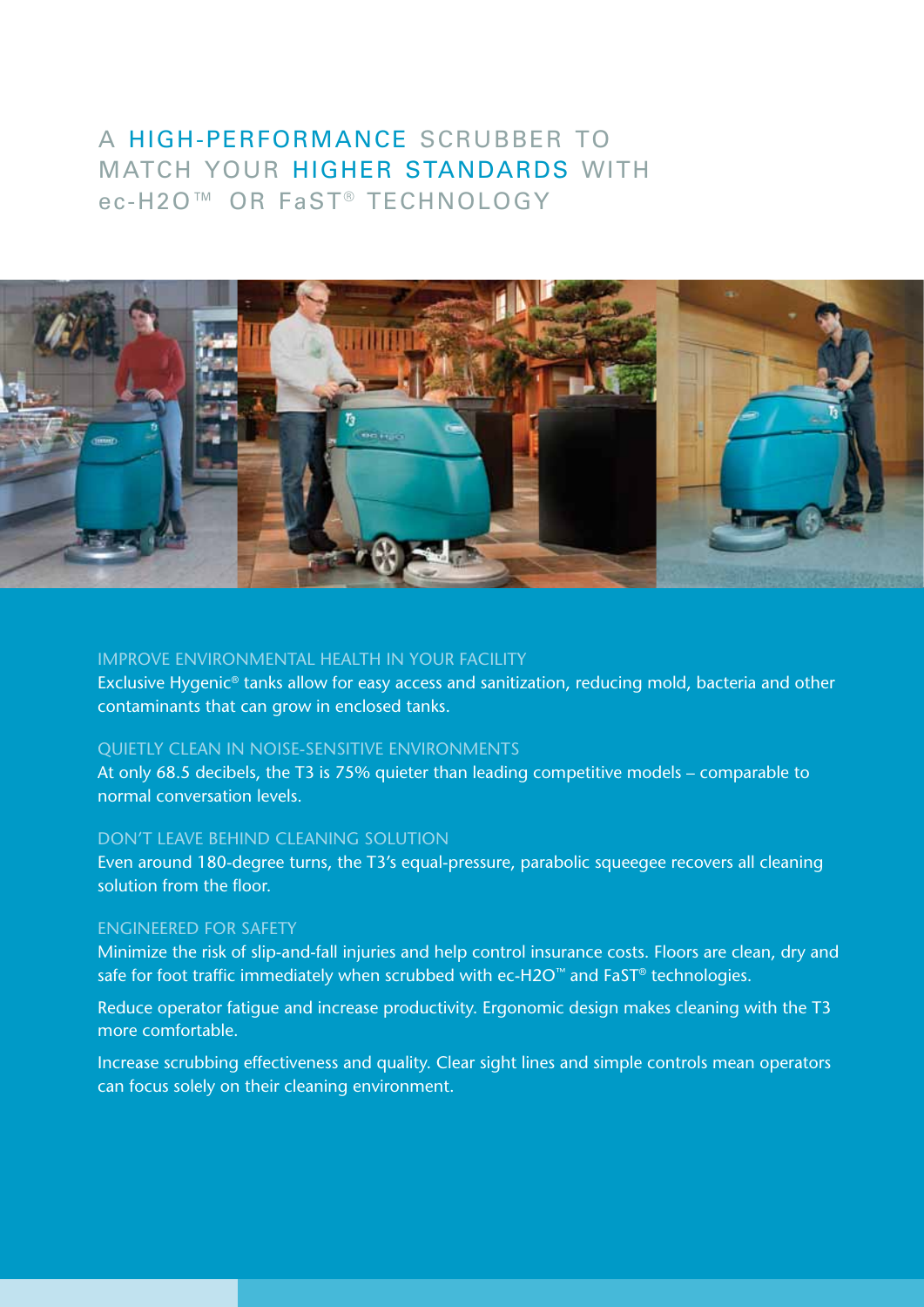# A HIGH-PERFORMANCE SCRUBBER TO MATCH YOUR HIGHER STANDARDS WITH ec-H2O™ OR FaST® TECHNOLOGY

### IMPROVE ENVIRONMENTAL HEALTH IN YOUR FACILITY

Exclusive Hygenic® tanks allow for easy access and sanitization, reducing mold, bacteria and other contaminants that can grow in enclosed tanks.

### QUIETLY CLEAN IN NOISE-SENSITIVE ENVIRONMENTS

At only 68.5 decibels, the T3 is 75% quieter than leading competitive models – comparable to normal conversation levels.

### DON'T LEAVE BEHIND CLEANING SOLUTION

Even around 180-degree turns, the T3's equal-pressure, parabolic squeegee recovers all cleaning solution from the floor.

### ENGINEERED FOR SAFETY

Minimize the risk of slip-and-fall injuries and help control insurance costs. Floors are clean, dry and safe for foot traffic immediately when scrubbed with ec-H2O™ and FaST® technologies.

Reduce operator fatigue and increase productivity. Ergonomic design makes cleaning with the T3 more comfortable.

Increase scrubbing effectiveness and quality. Clear sight lines and simple controls mean operators can focus solely on their cleaning environment.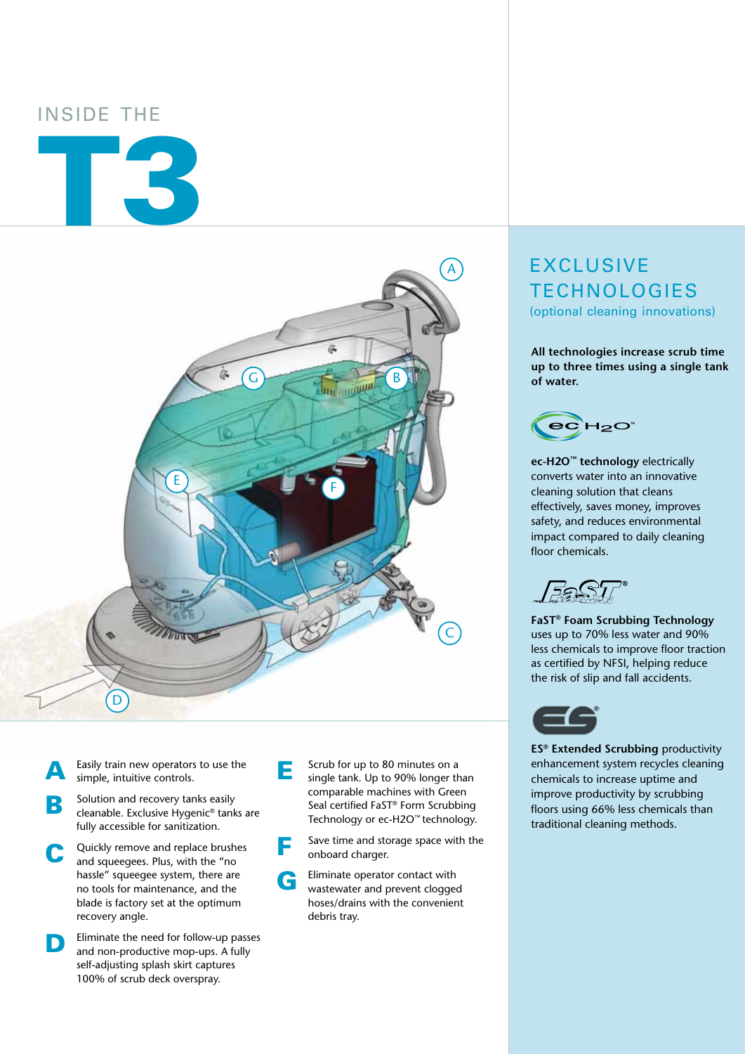# INSIDE THE T3

**A** Easily train new operators to use the simple, intuitive controls.

**B** Solution and recovery tanks easily cleanable. Exclusive Hygenic® tanks are fully accessible for sanitization.

**C** Quickly remove and replace brushes and squeegees. Plus, with the "no hassle" squeegee system, there are no tools for maintenance, and the blade is factory set at the optimum recovery angle.

**D** Eliminate the need for follow-up passes and non-productive mop-ups. A fully self-adjusting splash skirt captures 100% of scrub deck overspray.

**E** Scrub for up to 80 minutes on a single tank. Up to 90% longer than comparable machines with Green Seal certified FaST® Form Scrubbing Technology or ec-H2O™ technology.

**F** Save time and storage space with the onboard charger.

**G** Eliminate operator contact with wastewater and prevent clogged hoses/drains with the convenient debris tray.

## EXCLUSIVE TECHNOLOGIES

(optional cleaning innovations)

**All technologies increase scrub time up to three times using a single tank of water.**

ec H2O™

**ec-H2O™ technology** electrically converts water into an innovative cleaning solution that cleans effectively, saves money, improves safety, and reduces environmental impact compared to daily cleaning floor chemicals.

FaST®

**FaST® Foam Scrubbing Technology** uses up to 70% less water and 90% less chemicals to improve floor traction as certified by NFSI, helping reduce the risk of slip and fall accidents.

ES®

**ES® Extended Scrubbing** productivity enhancement system recycles cleaning chemicals to increase uptime and improve productivity by scrubbing floors using 66% less chemicals than traditional cleaning methods.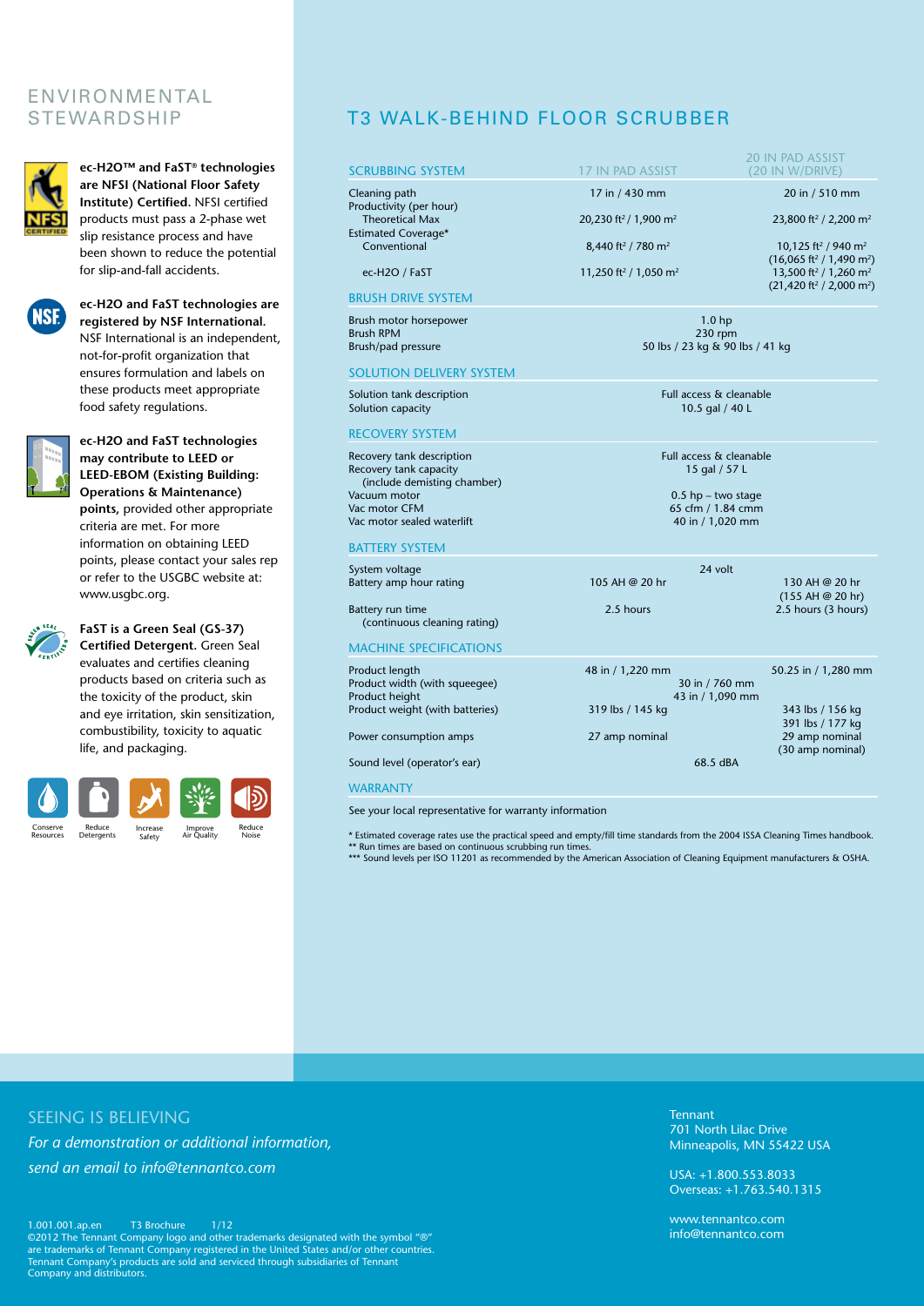## ENVIRONMENTAL STEWARDSHIP

**ec-H2O™ and FaST® technologies are NFSI (National Floor Safety Institute) Certified.** NFSI certified products must pass a 2-phase wet slip resistance process and have been shown to reduce the potential for slip-and-fall accidents.

**ec-H2O and FaST technologies are registered by NSF International.** NSF International is an independent, not-for-profit organization that ensures formulation and labels on these products meet appropriate food safety regulations.

**ec-H2O and FaST technologies may contribute to LEED or LEED-EBOM (Existing Building: Operations & Maintenance) points**, provided other appropriate criteria are met. For more information on obtaining LEED points, please contact your sales rep or refer to the USGBC website at: www.usgbc.org.

**FaST is a Green Seal (GS-37) Certified Detergent.** Green Seal evaluates and certifies cleaning products based on criteria such as the toxicity of the product, skin and eye irritation, skin sensitization, combustibility, toxicity to aquatic life, and packaging.

Conserve Resources | Reduce Detergents | Increase Safety | Improve Air Quality | Reduce Noise

## T3 WALK-BEHIND FLOOR SCRUBBER

| SCRUBBING SYSTEM | 17 IN PAD ASSIST | 20 IN PAD ASSIST (20 IN W/DRIVE) |
|---|---|---|
| Cleaning path | 17 in / 430 mm | 20 in / 510 mm |
| Productivity (per hour) | | |
| Theoretical Max | 20,230 ft² / 1,900 m² | 23,800 ft² / 2,200 m² |
| Estimated Coverage* | | |
| Conventional | 8,440 ft² / 780 m² | 10,125 ft² / 940 m² (16,065 ft² / 1,490 m²) |
| ec-H2O / FaST | 11,250 ft² / 1,050 m² | 13,500 ft² / 1,260 m² (21,420 ft² / 2,000 m²) |
| **BRUSH DRIVE SYSTEM** | | |
| Brush motor horsepower | 1.0 hp | 1.0 hp |
| Brush RPM | 230 rpm | 230 rpm |
| Brush/pad pressure | 50 lbs / 23 kg & 90 lbs / 41 kg | 50 lbs / 23 kg & 90 lbs / 41 kg |
| **SOLUTION DELIVERY SYSTEM** | | |
| Solution tank description | Full access & cleanable | Full access & cleanable |
| Solution capacity | 10.5 gal / 40 L | 10.5 gal / 40 L |
| **RECOVERY SYSTEM** | | |
| Recovery tank description | Full access & cleanable | Full access & cleanable |
| Recovery tank capacity (include demisting chamber) | 15 gal / 57 L | 15 gal / 57 L |
| Vacuum motor | 0.5 hp – two stage | 0.5 hp – two stage |
| Vac motor CFM | 65 cfm / 1.84 cmm | 65 cfm / 1.84 cmm |
| Vac motor sealed waterlift | 40 in / 1,020 mm | 40 in / 1,020 mm |
| **BATTERY SYSTEM** | | |
| System voltage | 24 volt | 24 volt |
| Battery amp hour rating | 105 AH @ 20 hr | 130 AH @ 20 hr (155 AH @ 20 hr) |
| Battery run time (continuous cleaning rating) | 2.5 hours | 2.5 hours (3 hours) |
| **MACHINE SPECIFICATIONS** | | |
| Product length | 48 in / 1,220 mm | 50.25 in / 1,280 mm |
| Product width (with squeegee) | 30 in / 760 mm | 30 in / 760 mm |
| Product height | 43 in / 1,090 mm | 43 in / 1,090 mm |
| Product weight (with batteries) | 319 lbs / 145 kg | 343 lbs / 156 kg (391 lbs / 177 kg) |
| Power consumption amps | 27 amp nominal | 29 amp nominal (30 amp nominal) |
| Sound level (operator's ear) | 68.5 dBA | 68.5 dBA |

### WARRANTY

See your local representative for warranty information

\* Estimated coverage rates use the practical speed and empty/fill time standards from the 2004 ISSA Cleaning Times handbook.
\*\* Run times are based on continuous scrubbing run times.
\*\*\* Sound levels per ISO 11201 as recommended by the American Association of Cleaning Equipment manufacturers & OSHA.

### SEEING IS BELIEVING

*For a demonstration or additional information, send an email to info@tennantco.com*

Tennant
701 North Lilac Drive
Minneapolis, MN 55422 USA

USA: +1.800.553.8033
Overseas: +1.763.540.1315

www.tennantco.com
info@tennantco.com

1.001.001.ap.en T3 Brochure 1/12
©2012 The Tennant Company logo and other trademarks designated with the symbol "®" are trademarks of Tennant Company registered in the United States and/or other countries. Tennant Company's products are sold and serviced through subsidiaries of Tennant Company and distributors.